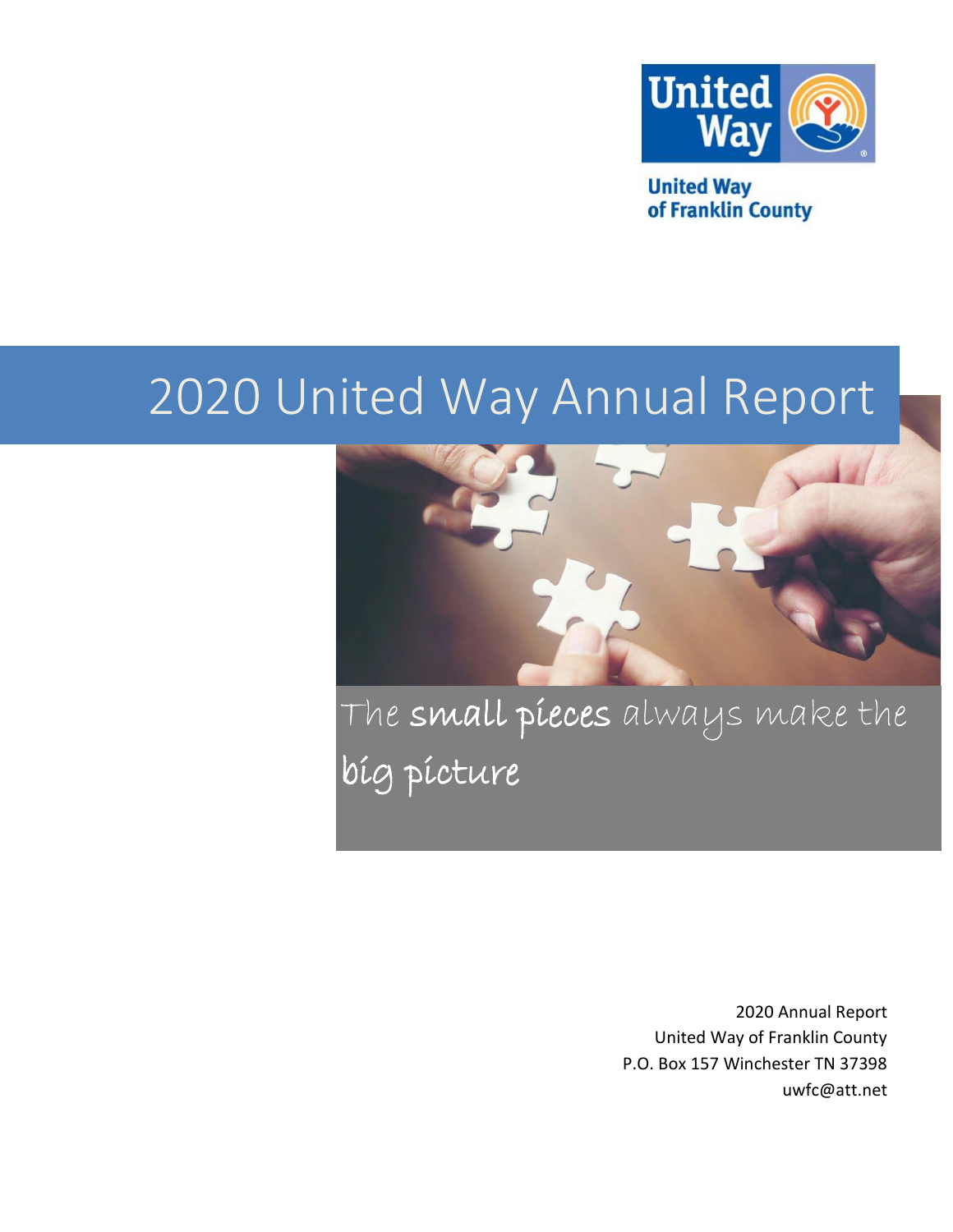United Way
of Franklin County

# 2020 United Way Annual Report

The **small pieces** always make the **big picture**

2020 Annual Report
United Way of Franklin County
P.O. Box 157 Winchester TN 37398
uwfc@att.net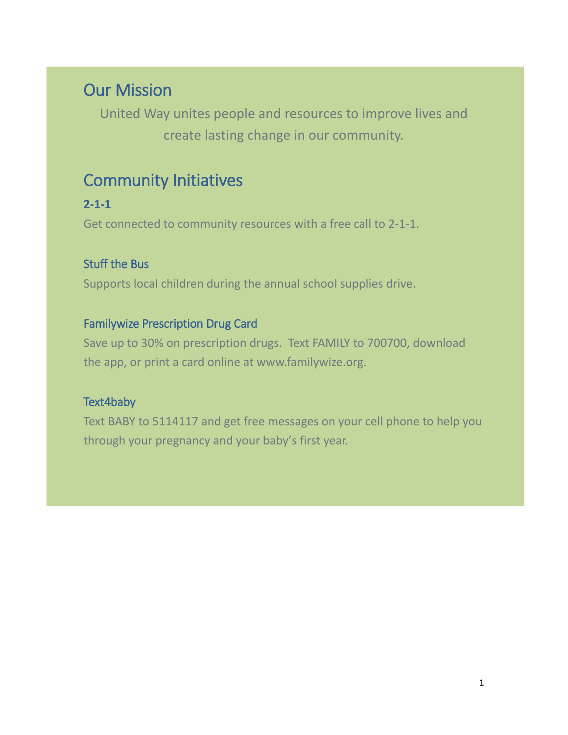## Our Mission

United Way unites people and resources to improve lives and create lasting change in our community.

## Community Initiatives

**2-1-1**

Get connected to community resources with a free call to 2-1-1.

### Stuff the Bus

Supports local children during the annual school supplies drive.

### Familywize Prescription Drug Card

Save up to 30% on prescription drugs. Text FAMILY to 700700, download the app, or print a card online at www.familywize.org.

### Text4baby

Text BABY to 5114117 and get free messages on your cell phone to help you through your pregnancy and your baby's first year.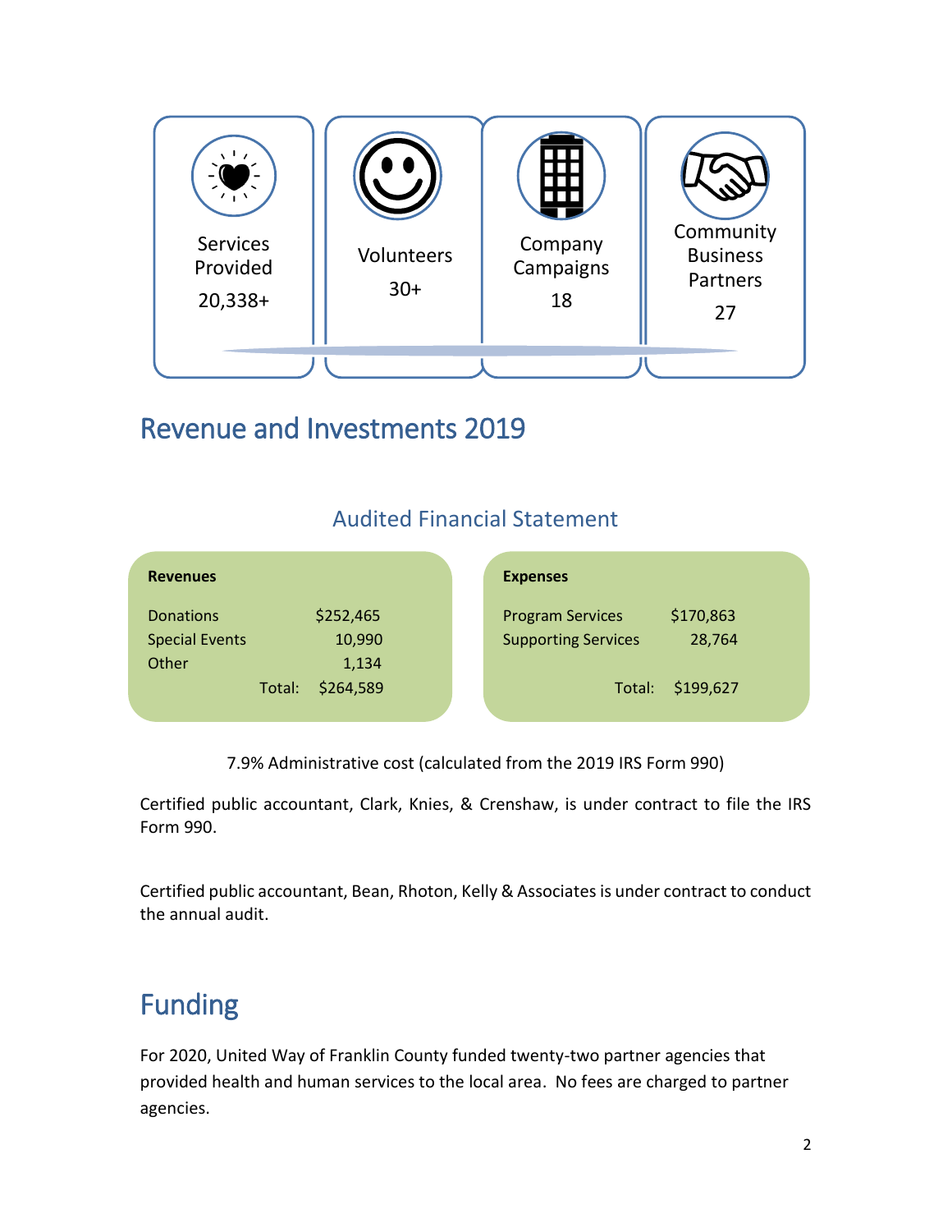| Services Provided | Volunteers | Company Campaigns | Community Business Partners |
|---|---|---|---|
| 20,338+ | 30+ | 18 | 27 |

## Revenue and Investments 2019

### Audited Financial Statement

| **Revenues** | |
|---|---|
| Donations | $252,465 |
| Special Events | 10,990 |
| Other | 1,134 |
| Total: | $264,589 |

| **Expenses** | |
|---|---|
| Program Services | $170,863 |
| Supporting Services | 28,764 |
| Total: | $199,627 |

7.9% Administrative cost (calculated from the 2019 IRS Form 990)

Certified public accountant, Clark, Knies, & Crenshaw, is under contract to file the IRS Form 990.

Certified public accountant, Bean, Rhoton, Kelly & Associates is under contract to conduct the annual audit.

## Funding

For 2020, United Way of Franklin County funded twenty-two partner agencies that provided health and human services to the local area. No fees are charged to partner agencies.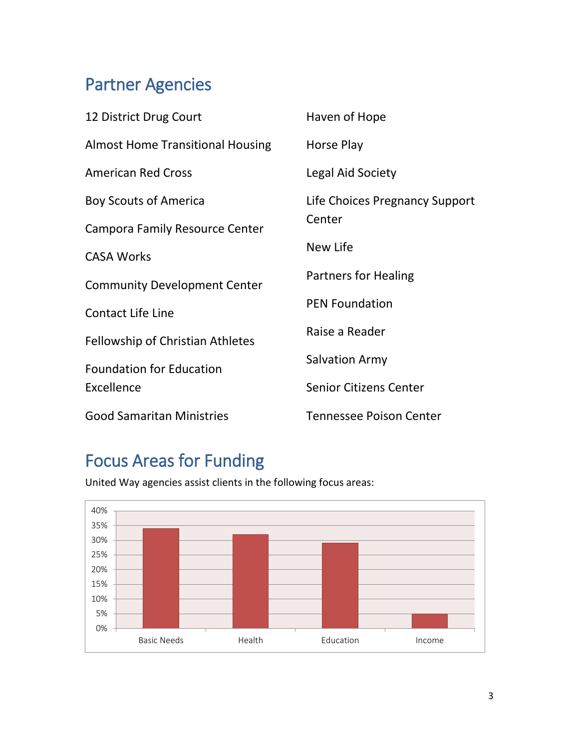## Partner Agencies

- 12 District Drug Court
- Almost Home Transitional Housing
- American Red Cross
- Boy Scouts of America
- Campora Family Resource Center
- CASA Works
- Community Development Center
- Contact Life Line
- Fellowship of Christian Athletes
- Foundation for Education Excellence
- Good Samaritan Ministries
- Haven of Hope
- Horse Play
- Legal Aid Society
- Life Choices Pregnancy Support Center
- New Life
- Partners for Healing
- PEN Foundation
- Raise a Reader
- Salvation Army
- Senior Citizens Center
- Tennessee Poison Center

## Focus Areas for Funding

United Way agencies assist clients in the following focus areas:

| Focus Area | Percentage |
|---|---|
| Basic Needs | 34% |
| Health | 32% |
| Education | 29% |
| Income | 5% |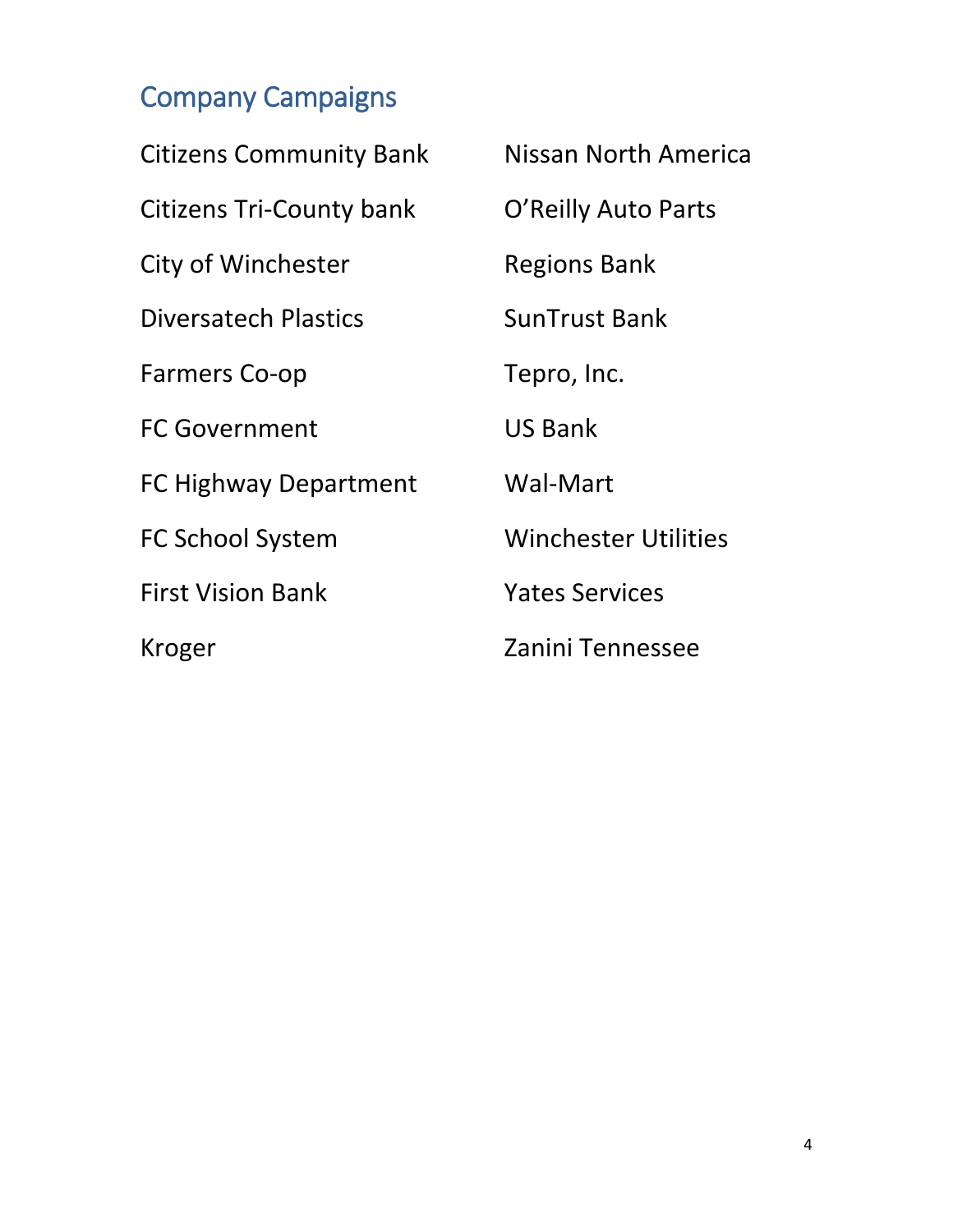## Company Campaigns

- Citizens Community Bank
- Citizens Tri-County bank
- City of Winchester
- Diversatech Plastics
- Farmers Co-op
- FC Government
- FC Highway Department
- FC School System
- First Vision Bank
- Kroger
- Nissan North America
- O'Reilly Auto Parts
- Regions Bank
- SunTrust Bank
- Tepro, Inc.
- US Bank
- Wal-Mart
- Winchester Utilities
- Yates Services
- Zanini Tennessee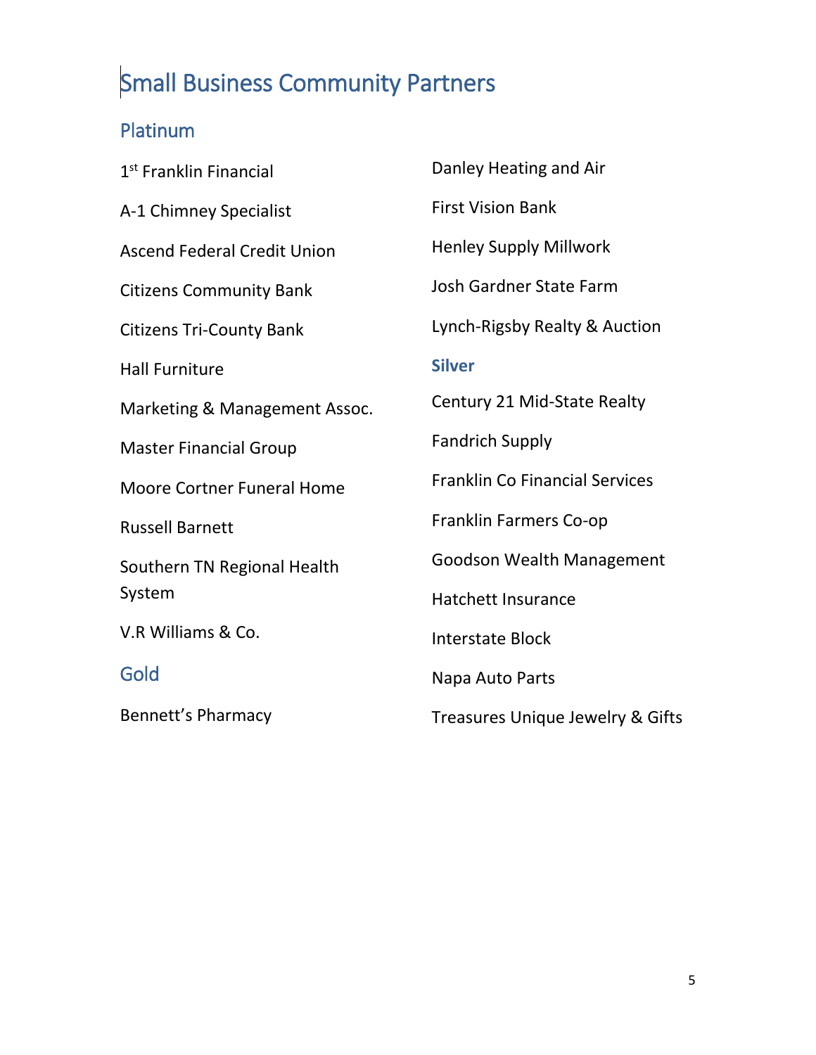# Small Business Community Partners

## Platinum

1[st] Franklin Financial

A-1 Chimney Specialist

Ascend Federal Credit Union

Citizens Community Bank

Citizens Tri-County Bank

Hall Furniture

Marketing & Management Assoc.

Master Financial Group

Moore Cortner Funeral Home

Russell Barnett

Southern TN Regional Health System

V.R Williams & Co.

## Gold

Bennett's Pharmacy

Danley Heating and Air

First Vision Bank

Henley Supply Millwork

Josh Gardner State Farm

Lynch-Rigsby Realty & Auction

## Silver

Century 21 Mid-State Realty

Fandrich Supply

Franklin Co Financial Services

Franklin Farmers Co-op

Goodson Wealth Management

Hatchett Insurance

Interstate Block

Napa Auto Parts

Treasures Unique Jewelry & Gifts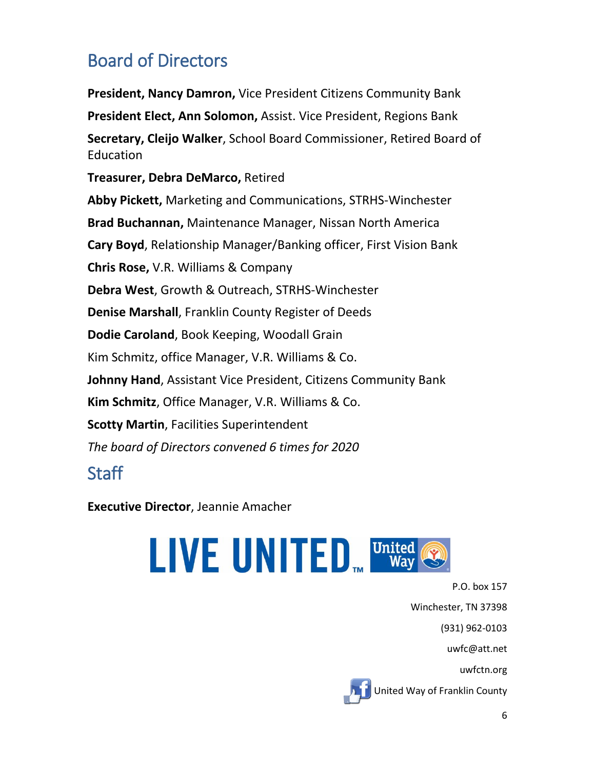## Board of Directors

**President, Nancy Damron,** Vice President Citizens Community Bank

**President Elect, Ann Solomon,** Assist. Vice President, Regions Bank

**Secretary, Cleijo Walker**, School Board Commissioner, Retired Board of Education

**Treasurer, Debra DeMarco,** Retired

**Abby Pickett,** Marketing and Communications, STRHS-Winchester

**Brad Buchannan,** Maintenance Manager, Nissan North America

**Cary Boyd**, Relationship Manager/Banking officer, First Vision Bank

**Chris Rose,** V.R. Williams & Company

**Debra West**, Growth & Outreach, STRHS-Winchester

**Denise Marshall**, Franklin County Register of Deeds

**Dodie Caroland**, Book Keeping, Woodall Grain

Kim Schmitz, office Manager, V.R. Williams & Co.

**Johnny Hand**, Assistant Vice President, Citizens Community Bank

**Kim Schmitz**, Office Manager, V.R. Williams & Co.

**Scotty Martin**, Facilities Superintendent

*The board of Directors convened 6 times for 2020*

## Staff

**Executive Director**, Jeannie Amacher

LIVE UNITED™ United Way

P.O. box 157

Winchester, TN 37398

(931) 962-0103

uwfc@att.net

uwfctn.org

United Way of Franklin County